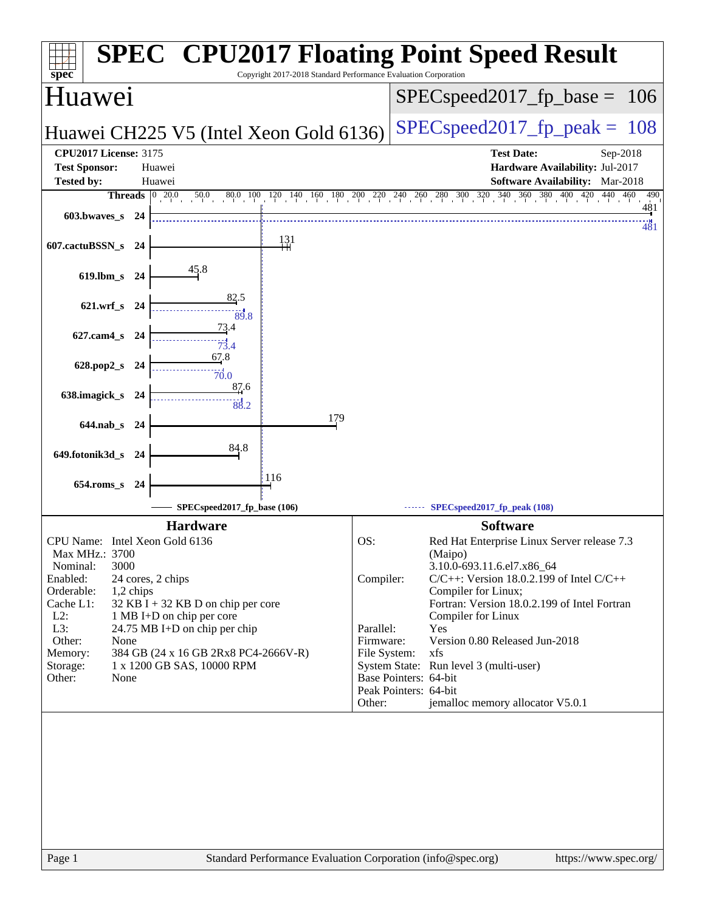# SPEC CPU2017 Floating Point Speed Result

Copyright 2017-2018 Standard Performance Evaluation Corporation

## Huawei

**Huawei CH225 V5 (Intel Xeon Gold 6136)**

SPECspeed2017_fp_base = 106

SPECspeed2017_fp_peak = 108

**CPU2017 License:** 3175
**Test Sponsor:** Huawei
**Tested by:** Huawei

**Test Date:** Sep-2018
**Hardware Availability:** Jul-2017
**Software Availability:** Mar-2018

| Benchmark | Threads | Base | Peak |
|---|---|---|---|
| 603.bwaves_s | 24 | 481 | 481 |
| 607.cactuBSSN_s | 24 | 131 | |
| 619.lbm_s | 24 | 45.8 | |
| 621.wrf_s | 24 | 82.5 | 89.8 |
| 627.cam4_s | 24 | 73.4 | 73.4 |
| 628.pop2_s | 24 | 67.8 | 70.0 |
| 638.imagick_s | 24 | 87.6 | 88.2 |
| 644.nab_s | 24 | 179 | |
| 649.fotonik3d_s | 24 | 84.8 | |
| 654.roms_s | 24 | 116 | |

SPECspeed2017_fp_base (106) ------ SPECspeed2017_fp_peak (108)

## Hardware

| | |
|---|---|
| CPU Name: | Intel Xeon Gold 6136 |
| Max MHz.: | 3700 |
| Nominal: | 3000 |
| Enabled: | 24 cores, 2 chips |
| Orderable: | 1,2 chips |
| Cache L1: | 32 KB I + 32 KB D on chip per core |
| L2: | 1 MB I+D on chip per core |
| L3: | 24.75 MB I+D on chip per chip |
| Other: | None |
| Memory: | 384 GB (24 x 16 GB 2Rx8 PC4-2666V-R) |
| Storage: | 1 x 1200 GB SAS, 10000 RPM |
| Other: | None |

## Software

| | |
|---|---|
| OS: | Red Hat Enterprise Linux Server release 7.3 (Maipo) 3.10.0-693.11.6.el7.x86_64 |
| Compiler: | C/C++: Version 18.0.2.199 of Intel C/C++ Compiler for Linux; Fortran: Version 18.0.2.199 of Intel Fortran Compiler for Linux |
| Parallel: | Yes |
| Firmware: | Version 0.80 Released Jun-2018 |
| File System: | xfs |
| System State: | Run level 3 (multi-user) |
| Base Pointers: | 64-bit |
| Peak Pointers: | 64-bit |
| Other: | jemalloc memory allocator V5.0.1 |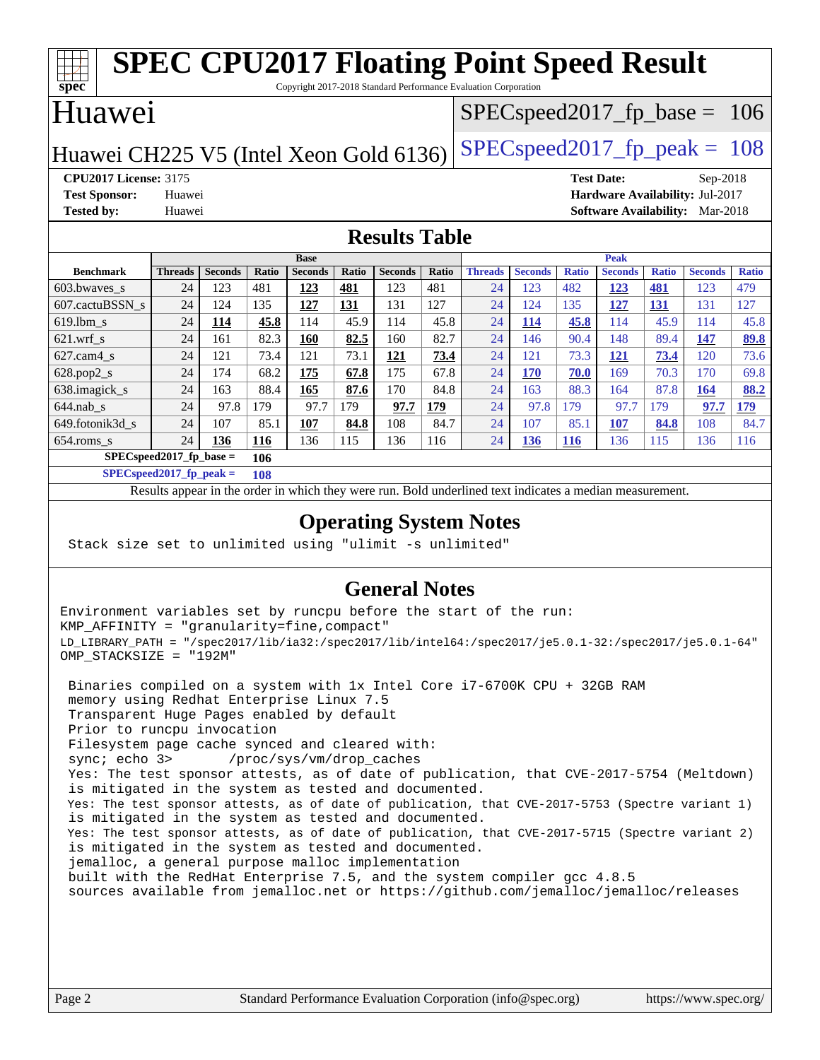# SPEC CPU2017 Floating Point Speed Result

Copyright 2017-2018 Standard Performance Evaluation Corporation

## Huawei

Huawei CH225 V5 (Intel Xeon Gold 6136)

SPECspeed2017_fp_base = 106

SPECspeed2017_fp_peak = 108

**CPU2017 License:** 3175
**Test Sponsor:** Huawei
**Tested by:** Huawei

**Test Date:** Sep-2018
**Hardware Availability:** Jul-2017
**Software Availability:** Mar-2018

## Results Table

| | Base | | | | | | | Peak | | | | | | |
|---|---|---|---|---|---|---|---|---|---|---|---|---|---|---|
| **Benchmark** | **Threads** | **Seconds** | **Ratio** | **Seconds** | **Ratio** | **Seconds** | **Ratio** | **Threads** | **Seconds** | **Ratio** | **Seconds** | **Ratio** | **Seconds** | **Ratio** |
| 603.bwaves_s | 24 | 123 | 481 | **123** | **481** | 123 | 481 | 24 | 123 | 482 | **123** | **481** | 123 | 479 |
| 607.cactuBSSN_s | 24 | 124 | 135 | **127** | **131** | 131 | 127 | 24 | 124 | 135 | **127** | **131** | 131 | 127 |
| 619.lbm_s | 24 | **114** | **45.8** | 114 | 45.9 | 114 | 45.8 | 24 | **114** | **45.8** | 114 | 45.9 | 114 | 45.8 |
| 621.wrf_s | 24 | 161 | 82.3 | **160** | **82.5** | 160 | 82.7 | 24 | 146 | 90.4 | 148 | 89.4 | **147** | **89.8** |
| 627.cam4_s | 24 | 121 | 73.4 | 121 | 73.1 | **121** | **73.4** | 24 | 121 | 73.3 | **121** | **73.4** | 120 | 73.6 |
| 628.pop2_s | 24 | 174 | 68.2 | **175** | **67.8** | 175 | 67.8 | 24 | **170** | **70.0** | 169 | 70.3 | 170 | 69.8 |
| 638.imagick_s | 24 | 163 | 88.4 | **165** | **87.6** | 170 | 84.8 | 24 | 163 | 88.3 | 164 | 87.8 | **164** | **88.2** |
| 644.nab_s | 24 | 97.8 | 179 | 97.7 | 179 | **97.7** | **179** | 24 | 97.8 | 179 | 97.7 | 179 | **97.7** | **179** |
| 649.fotonik3d_s | 24 | 107 | 85.1 | **107** | **84.8** | 108 | 84.7 | 24 | 107 | 85.1 | **107** | **84.8** | 108 | 84.7 |
| 654.roms_s | 24 | **136** | **116** | 136 | 115 | 136 | 116 | 24 | **136** | **116** | 136 | 115 | 136 | 116 |

**SPECspeed2017_fp_base = 106**

**SPECspeed2017_fp_peak = 108**

Results appear in the order in which they were run. Bold underlined text indicates a median measurement.

## Operating System Notes

```
Stack size set to unlimited using "ulimit -s unlimited"
```

## General Notes

```
Environment variables set by runcpu before the start of the run:
KMP_AFFINITY = "granularity=fine,compact"
LD_LIBRARY_PATH = "/spec2017/lib/ia32:/spec2017/lib/intel64:/spec2017/je5.0.1-32:/spec2017/je5.0.1-64"
OMP_STACKSIZE = "192M"

 Binaries compiled on a system with 1x Intel Core i7-6700K CPU + 32GB RAM
 memory using Redhat Enterprise Linux 7.5
 Transparent Huge Pages enabled by default
 Prior to runcpu invocation
 Filesystem page cache synced and cleared with:
 sync; echo 3>       /proc/sys/vm/drop_caches
 Yes: The test sponsor attests, as of date of publication, that CVE-2017-5754 (Meltdown)
 is mitigated in the system as tested and documented.
 Yes: The test sponsor attests, as of date of publication, that CVE-2017-5753 (Spectre variant 1)
 is mitigated in the system as tested and documented.
 Yes: The test sponsor attests, as of date of publication, that CVE-2017-5715 (Spectre variant 2)
 is mitigated in the system as tested and documented.
 jemalloc, a general purpose malloc implementation
 built with the RedHat Enterprise 7.5, and the system compiler gcc 4.8.5
 sources available from jemalloc.net or https://github.com/jemalloc/jemalloc/releases
```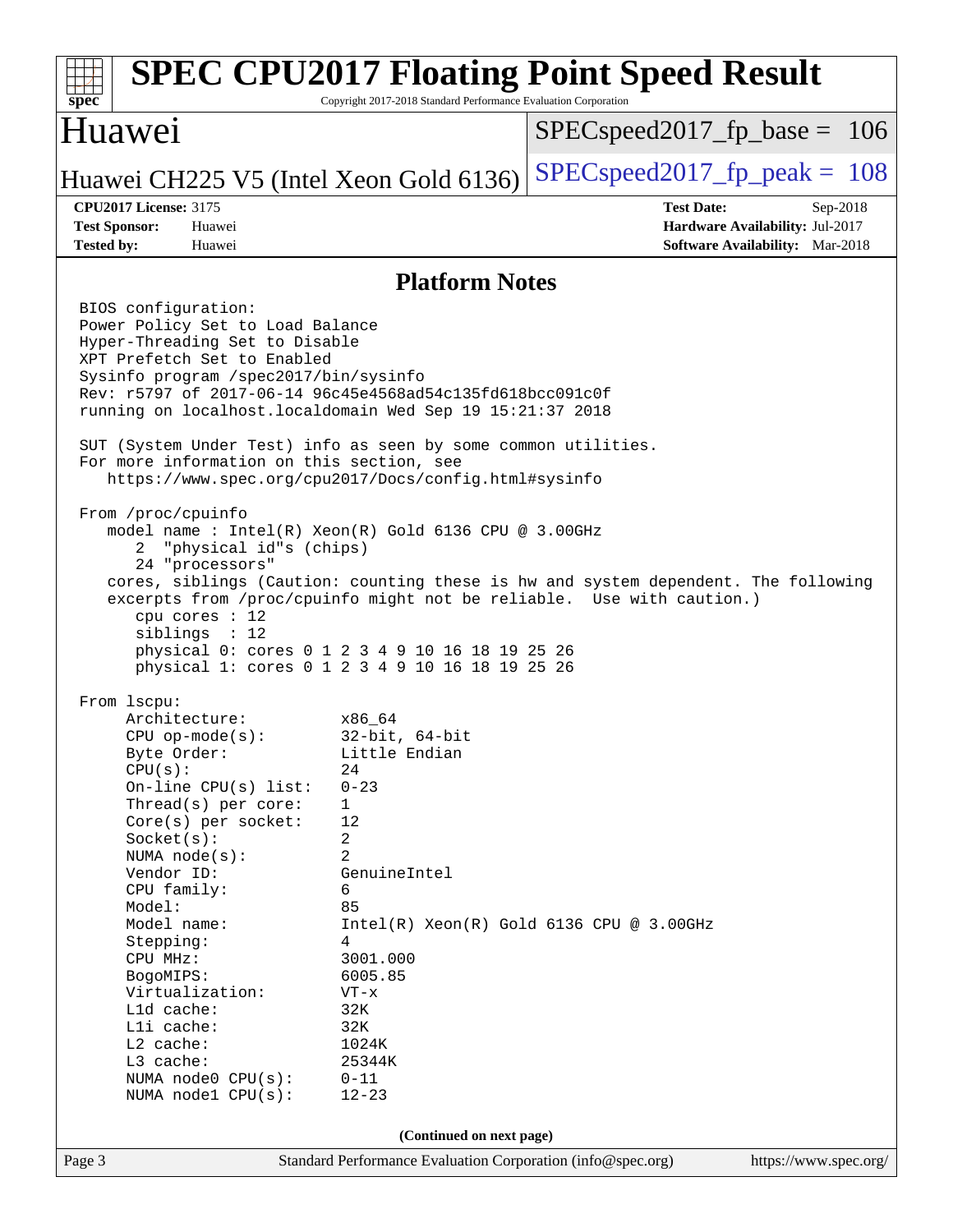## Platform Notes

```
BIOS configuration:
Power Policy Set to Load Balance
Hyper-Threading Set to Disable
XPT Prefetch Set to Enabled
Sysinfo program /spec2017/bin/sysinfo
Rev: r5797 of 2017-06-14 96c45e4568ad54c135fd618bcc091c0f
running on localhost.localdomain Wed Sep 19 15:21:37 2018

SUT (System Under Test) info as seen by some common utilities.
For more information on this section, see
   https://www.spec.org/cpu2017/Docs/config.html#sysinfo

From /proc/cpuinfo
   model name : Intel(R) Xeon(R) Gold 6136 CPU @ 3.00GHz
      2  "physical id"s (chips)
      24 "processors"
   cores, siblings (Caution: counting these is hw and system dependent. The following
   excerpts from /proc/cpuinfo might not be reliable.  Use with caution.)
      cpu cores : 12
      siblings  : 12
      physical 0: cores 0 1 2 3 4 9 10 16 18 19 25 26
      physical 1: cores 0 1 2 3 4 9 10 16 18 19 25 26

From lscpu:
     Architecture:          x86_64
     CPU op-mode(s):        32-bit, 64-bit
     Byte Order:            Little Endian
     CPU(s):                24
     On-line CPU(s) list:   0-23
     Thread(s) per core:    1
     Core(s) per socket:    12
     Socket(s):             2
     NUMA node(s):          2
     Vendor ID:             GenuineIntel
     CPU family:            6
     Model:                 85
     Model name:            Intel(R) Xeon(R) Gold 6136 CPU @ 3.00GHz
     Stepping:              4
     CPU MHz:               3001.000
     BogoMIPS:              6005.85
     Virtualization:        VT-x
     L1d cache:             32K
     L1i cache:             32K
     L2 cache:              1024K
     L3 cache:              25344K
     NUMA node0 CPU(s):     0-11
     NUMA node1 CPU(s):     12-23
```

(Continued on next page)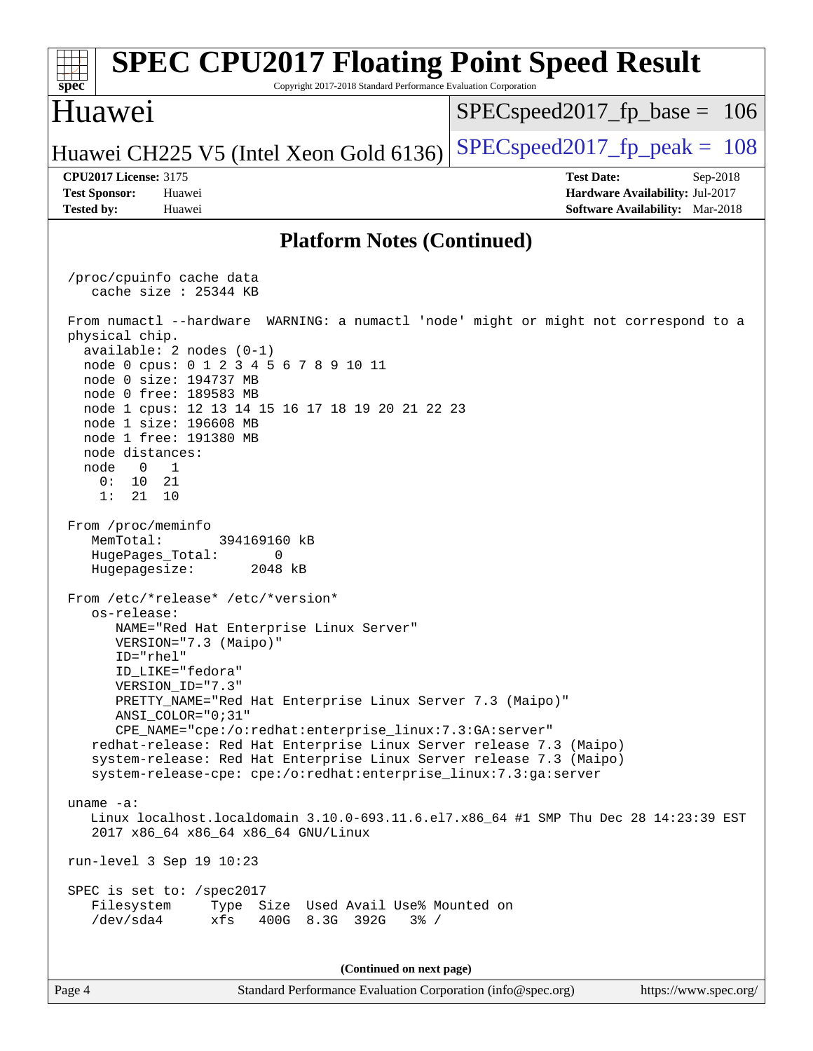## Platform Notes (Continued)

```
/proc/cpuinfo cache data
   cache size : 25344 KB

From numactl --hardware  WARNING: a numactl 'node' might or might not correspond to a
physical chip.
  available: 2 nodes (0-1)
  node 0 cpus: 0 1 2 3 4 5 6 7 8 9 10 11
  node 0 size: 194737 MB
  node 0 free: 189583 MB
  node 1 cpus: 12 13 14 15 16 17 18 19 20 21 22 23
  node 1 size: 196608 MB
  node 1 free: 191380 MB
  node distances:
  node   0   1
    0:  10  21
    1:  21  10

From /proc/meminfo
   MemTotal:       394169160 kB
   HugePages_Total:       0
   Hugepagesize:       2048 kB

From /etc/*release* /etc/*version*
   os-release:
      NAME="Red Hat Enterprise Linux Server"
      VERSION="7.3 (Maipo)"
      ID="rhel"
      ID_LIKE="fedora"
      VERSION_ID="7.3"
      PRETTY_NAME="Red Hat Enterprise Linux Server 7.3 (Maipo)"
      ANSI_COLOR="0;31"
      CPE_NAME="cpe:/o:redhat:enterprise_linux:7.3:GA:server"
   redhat-release: Red Hat Enterprise Linux Server release 7.3 (Maipo)
   system-release: Red Hat Enterprise Linux Server release 7.3 (Maipo)
   system-release-cpe: cpe:/o:redhat:enterprise_linux:7.3:ga:server

uname -a:
   Linux localhost.localdomain 3.10.0-693.11.6.el7.x86_64 #1 SMP Thu Dec 28 14:23:39 EST
   2017 x86_64 x86_64 x86_64 GNU/Linux

run-level 3 Sep 19 10:23

SPEC is set to: /spec2017
   Filesystem     Type  Size  Used Avail Use% Mounted on
   /dev/sda4      xfs   400G  8.3G  392G   3% /
```

(Continued on next page)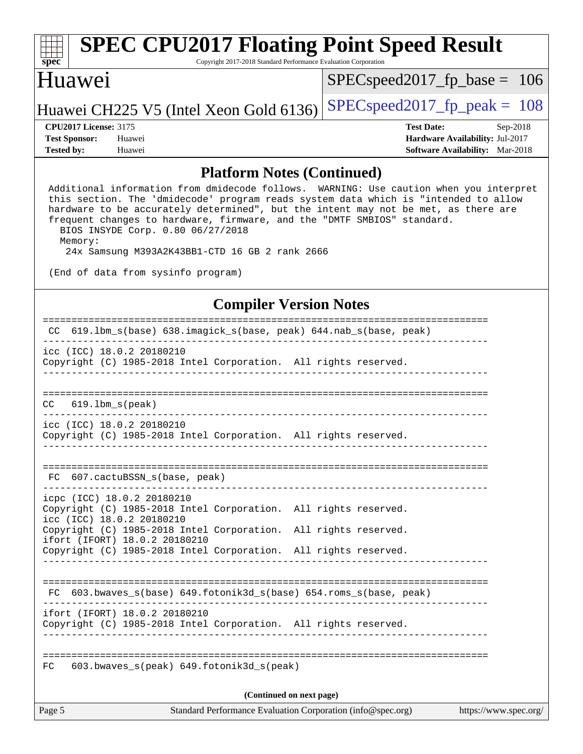## Platform Notes (Continued)

```
Additional information from dmidecode follows.  WARNING: Use caution when you interpret
this section. The 'dmidecode' program reads system data which is "intended to allow
hardware to be accurately determined", but the intent may not be met, as there are
frequent changes to hardware, firmware, and the "DMTF SMBIOS" standard.
  BIOS INSYDE Corp. 0.80 06/27/2018
  Memory:
   24x Samsung M393A2K43BB1-CTD 16 GB 2 rank 2666

(End of data from sysinfo program)
```

## Compiler Version Notes

```
==============================================================================
 CC  619.lbm_s(base) 638.imagick_s(base, peak) 644.nab_s(base, peak)
------------------------------------------------------------------------------
icc (ICC) 18.0.2 20180210
Copyright (C) 1985-2018 Intel Corporation.  All rights reserved.
------------------------------------------------------------------------------

==============================================================================
CC   619.lbm_s(peak)
------------------------------------------------------------------------------
icc (ICC) 18.0.2 20180210
Copyright (C) 1985-2018 Intel Corporation.  All rights reserved.
------------------------------------------------------------------------------

==============================================================================
 FC  607.cactuBSSN_s(base, peak)
------------------------------------------------------------------------------
icpc (ICC) 18.0.2 20180210
Copyright (C) 1985-2018 Intel Corporation.  All rights reserved.
icc (ICC) 18.0.2 20180210
Copyright (C) 1985-2018 Intel Corporation.  All rights reserved.
ifort (IFORT) 18.0.2 20180210
Copyright (C) 1985-2018 Intel Corporation.  All rights reserved.
------------------------------------------------------------------------------

==============================================================================
 FC  603.bwaves_s(base) 649.fotonik3d_s(base) 654.roms_s(base, peak)
------------------------------------------------------------------------------
ifort (IFORT) 18.0.2 20180210
Copyright (C) 1985-2018 Intel Corporation.  All rights reserved.
------------------------------------------------------------------------------

==============================================================================
FC   603.bwaves_s(peak) 649.fotonik3d_s(peak)
```

(Continued on next page)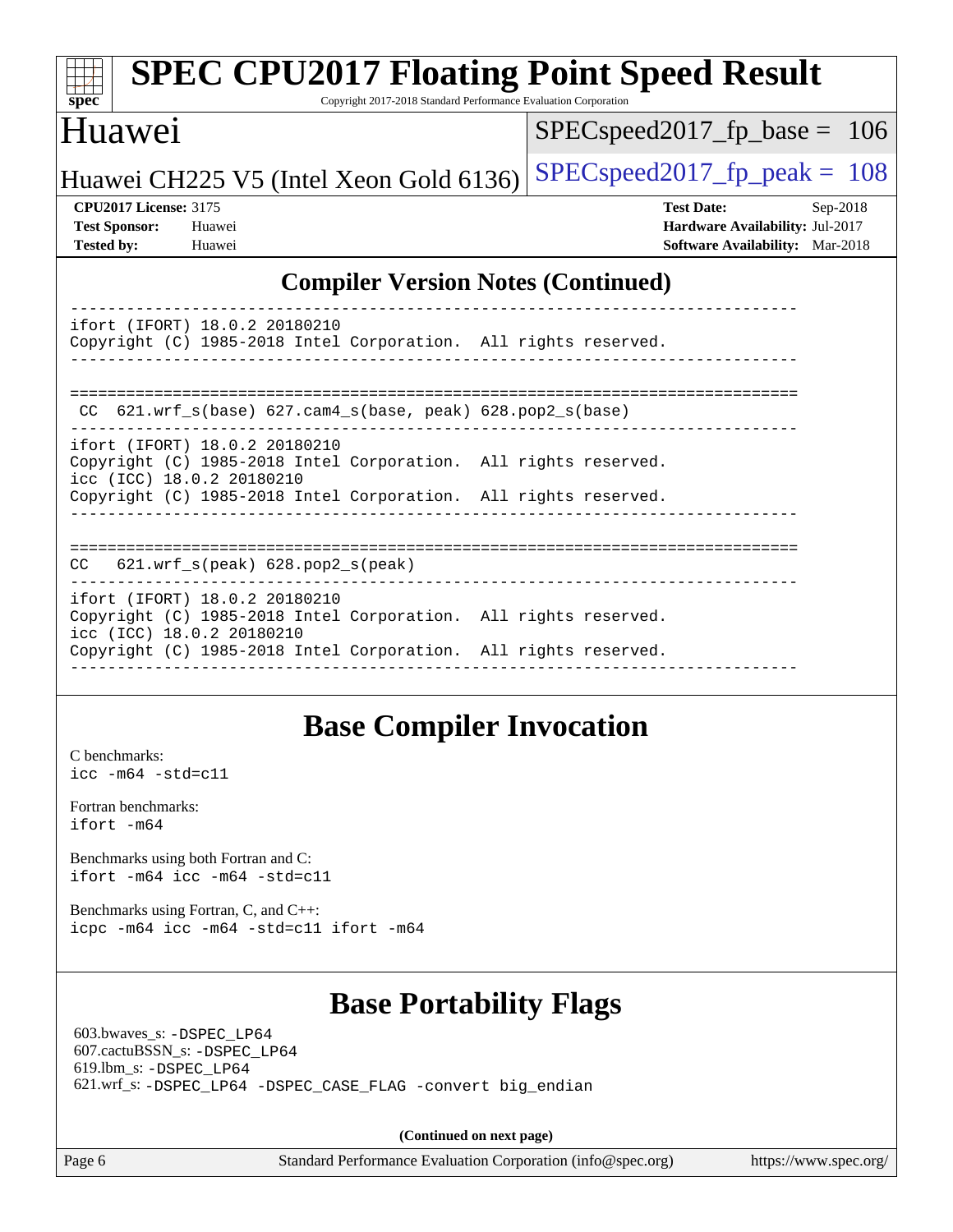## Compiler Version Notes (Continued)

```
------------------------------------------------------------------------------
ifort (IFORT) 18.0.2 20180210
Copyright (C) 1985-2018 Intel Corporation.  All rights reserved.
------------------------------------------------------------------------------


==============================================================================
 CC  621.wrf_s(base) 627.cam4_s(base, peak) 628.pop2_s(base)
------------------------------------------------------------------------------
ifort (IFORT) 18.0.2 20180210
Copyright (C) 1985-2018 Intel Corporation.  All rights reserved.
icc (ICC) 18.0.2 20180210
Copyright (C) 1985-2018 Intel Corporation.  All rights reserved.
------------------------------------------------------------------------------


==============================================================================
CC   621.wrf_s(peak) 628.pop2_s(peak)
------------------------------------------------------------------------------
ifort (IFORT) 18.0.2 20180210
Copyright (C) 1985-2018 Intel Corporation.  All rights reserved.
icc (ICC) 18.0.2 20180210
Copyright (C) 1985-2018 Intel Corporation.  All rights reserved.
------------------------------------------------------------------------------
```

## Base Compiler Invocation

C benchmarks:
`icc -m64 -std=c11`

Fortran benchmarks:
`ifort -m64`

Benchmarks using both Fortran and C:
`ifort -m64 icc -m64 -std=c11`

Benchmarks using Fortran, C, and C++:
`icpc -m64 icc -m64 -std=c11 ifort -m64`

## Base Portability Flags

603.bwaves_s: `-DSPEC_LP64`
607.cactuBSSN_s: `-DSPEC_LP64`
619.lbm_s: `-DSPEC_LP64`
621.wrf_s: `-DSPEC_LP64 -DSPEC_CASE_FLAG -convert big_endian`

**(Continued on next page)**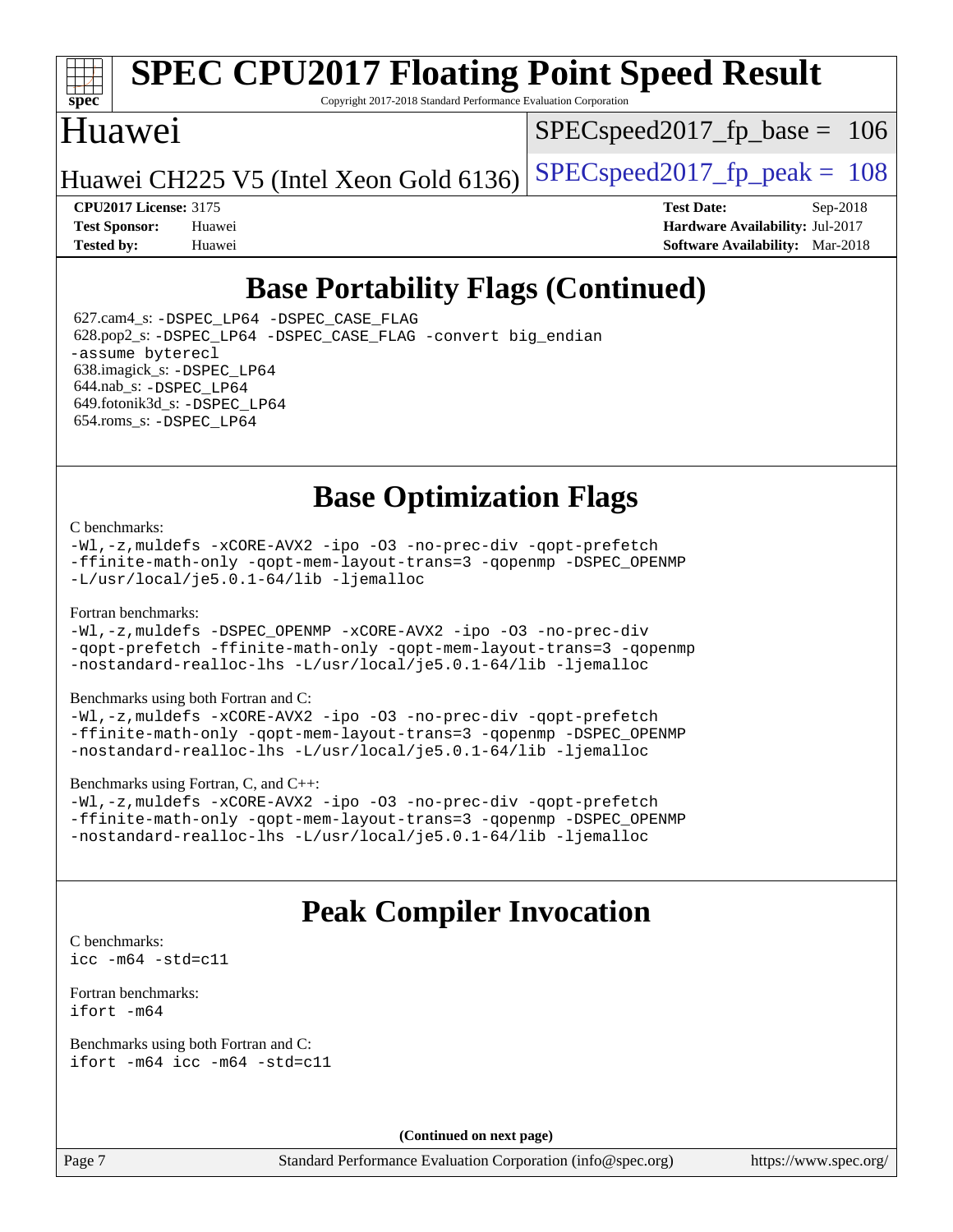# SPEC CPU2017 Floating Point Speed Result

Copyright 2017-2018 Standard Performance Evaluation Corporation

## Huawei

Huawei CH225 V5 (Intel Xeon Gold 6136)

SPECspeed2017_fp_base = 106

SPECspeed2017_fp_peak = 108

**CPU2017 License:** 3175
**Test Sponsor:** Huawei
**Tested by:** Huawei

**Test Date:** Sep-2018
**Hardware Availability:** Jul-2017
**Software Availability:** Mar-2018

## Base Portability Flags (Continued)

627.cam4_s: `-DSPEC_LP64 -DSPEC_CASE_FLAG`
628.pop2_s: `-DSPEC_LP64 -DSPEC_CASE_FLAG -convert big_endian -assume byterecl`
638.imagick_s: `-DSPEC_LP64`
644.nab_s: `-DSPEC_LP64`
649.fotonik3d_s: `-DSPEC_LP64`
654.roms_s: `-DSPEC_LP64`

## Base Optimization Flags

C benchmarks:
```
-Wl,-z,muldefs -xCORE-AVX2 -ipo -O3 -no-prec-div -qopt-prefetch
-ffinite-math-only -qopt-mem-layout-trans=3 -qopenmp -DSPEC_OPENMP
-L/usr/local/je5.0.1-64/lib -ljemalloc
```

Fortran benchmarks:
```
-Wl,-z,muldefs -DSPEC_OPENMP -xCORE-AVX2 -ipo -O3 -no-prec-div
-qopt-prefetch -ffinite-math-only -qopt-mem-layout-trans=3 -qopenmp
-nostandard-realloc-lhs -L/usr/local/je5.0.1-64/lib -ljemalloc
```

Benchmarks using both Fortran and C:
```
-Wl,-z,muldefs -xCORE-AVX2 -ipo -O3 -no-prec-div -qopt-prefetch
-ffinite-math-only -qopt-mem-layout-trans=3 -qopenmp -DSPEC_OPENMP
-nostandard-realloc-lhs -L/usr/local/je5.0.1-64/lib -ljemalloc
```

Benchmarks using Fortran, C, and C++:
```
-Wl,-z,muldefs -xCORE-AVX2 -ipo -O3 -no-prec-div -qopt-prefetch
-ffinite-math-only -qopt-mem-layout-trans=3 -qopenmp -DSPEC_OPENMP
-nostandard-realloc-lhs -L/usr/local/je5.0.1-64/lib -ljemalloc
```

## Peak Compiler Invocation

C benchmarks:
```
icc -m64 -std=c11
```

Fortran benchmarks:
```
ifort -m64
```

Benchmarks using both Fortran and C:
```
ifort -m64 icc -m64 -std=c11
```

**(Continued on next page)**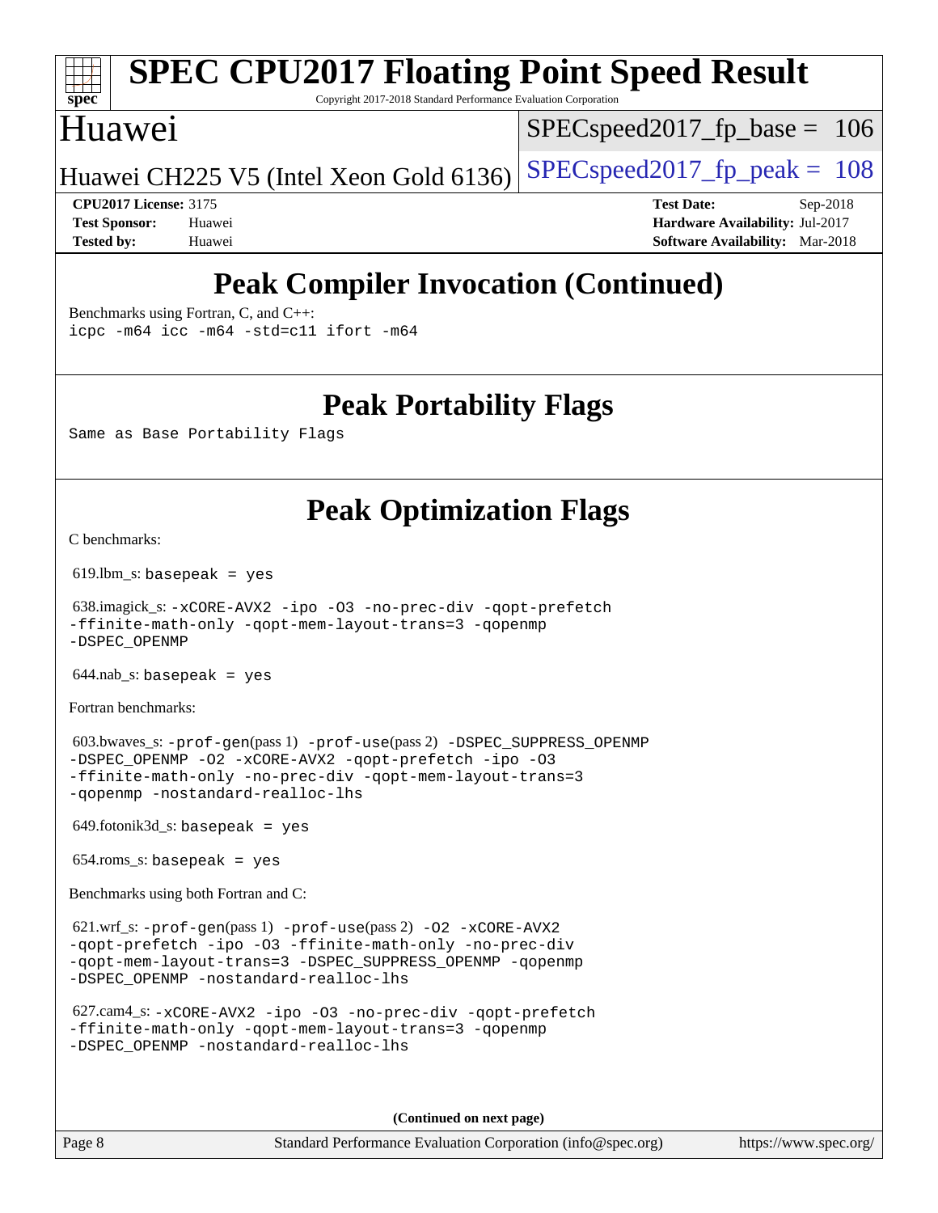# Peak Compiler Invocation (Continued)

Benchmarks using Fortran, C, and C++:
icpc -m64 icc -m64 -std=c11 ifort -m64

# Peak Portability Flags

Same as Base Portability Flags

# Peak Optimization Flags

C benchmarks:

619.lbm_s: basepeak = yes

638.imagick_s: -xCORE-AVX2 -ipo -O3 -no-prec-div -qopt-prefetch -ffinite-math-only -qopt-mem-layout-trans=3 -qopenmp -DSPEC_OPENMP

644.nab_s: basepeak = yes

Fortran benchmarks:

603.bwaves_s: -prof-gen(pass 1) -prof-use(pass 2) -DSPEC_SUPPRESS_OPENMP -DSPEC_OPENMP -O2 -xCORE-AVX2 -qopt-prefetch -ipo -O3 -ffinite-math-only -no-prec-div -qopt-mem-layout-trans=3 -qopenmp -nostandard-realloc-lhs

649.fotonik3d_s: basepeak = yes

654.roms_s: basepeak = yes

Benchmarks using both Fortran and C:

621.wrf_s: -prof-gen(pass 1) -prof-use(pass 2) -O2 -xCORE-AVX2 -qopt-prefetch -ipo -O3 -ffinite-math-only -no-prec-div -qopt-mem-layout-trans=3 -DSPEC_SUPPRESS_OPENMP -qopenmp -DSPEC_OPENMP -nostandard-realloc-lhs

627.cam4_s: -xCORE-AVX2 -ipo -O3 -no-prec-div -qopt-prefetch -ffinite-math-only -qopt-mem-layout-trans=3 -qopenmp -DSPEC_OPENMP -nostandard-realloc-lhs

(Continued on next page)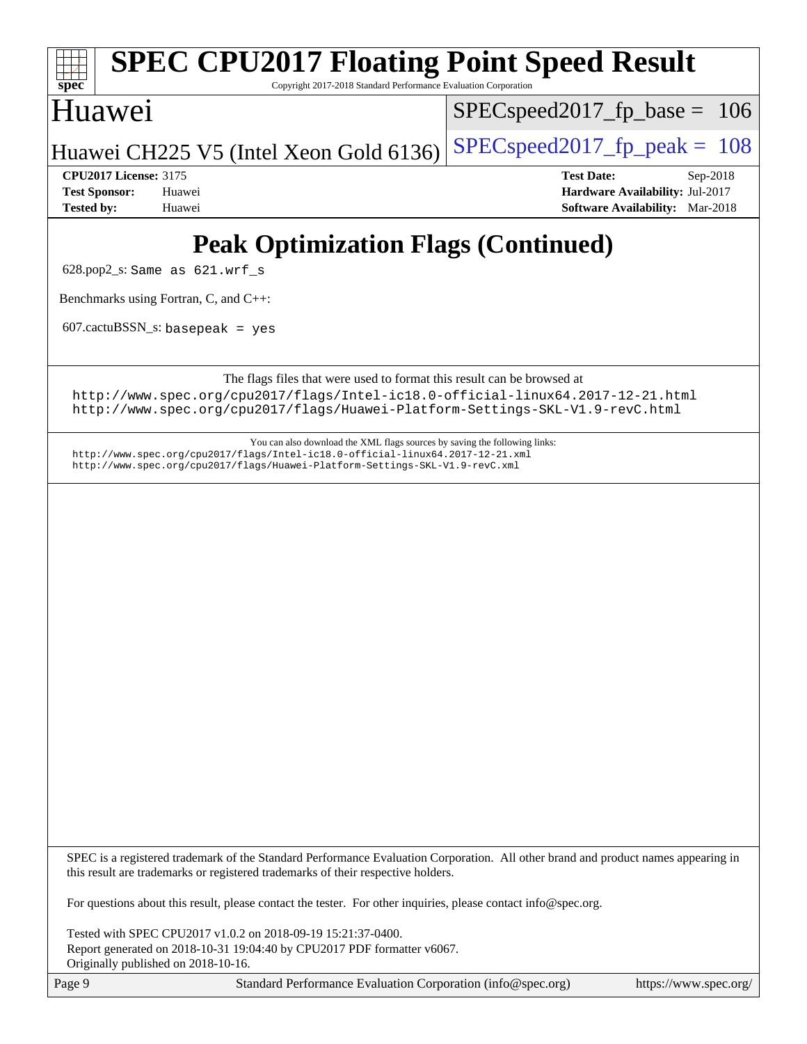# SPEC CPU2017 Floating Point Speed Result

Copyright 2017-2018 Standard Performance Evaluation Corporation

## Huawei

Huawei CH225 V5 (Intel Xeon Gold 6136)

SPECspeed2017_fp_base = 106

SPECspeed2017_fp_peak = 108

**CPU2017 License:** 3175
**Test Sponsor:** Huawei
**Tested by:** Huawei

**Test Date:** Sep-2018
**Hardware Availability:** Jul-2017
**Software Availability:** Mar-2018

## Peak Optimization Flags (Continued)

628.pop2_s: `Same as 621.wrf_s`

Benchmarks using Fortran, C, and C++:

607.cactuBSSN_s: `basepeak = yes`

The flags files that were used to format this result can be browsed at

http://www.spec.org/cpu2017/flags/Intel-ic18.0-official-linux64.2017-12-21.html
http://www.spec.org/cpu2017/flags/Huawei-Platform-Settings-SKL-V1.9-revC.html

You can also download the XML flags sources by saving the following links:

http://www.spec.org/cpu2017/flags/Intel-ic18.0-official-linux64.2017-12-21.xml
http://www.spec.org/cpu2017/flags/Huawei-Platform-Settings-SKL-V1.9-revC.xml

SPEC is a registered trademark of the Standard Performance Evaluation Corporation. All other brand and product names appearing in this result are trademarks or registered trademarks of their respective holders.

For questions about this result, please contact the tester. For other inquiries, please contact info@spec.org.

Tested with SPEC CPU2017 v1.0.2 on 2018-09-19 15:21:37-0400.
Report generated on 2018-10-31 19:04:40 by CPU2017 PDF formatter v6067.
Originally published on 2018-10-16.